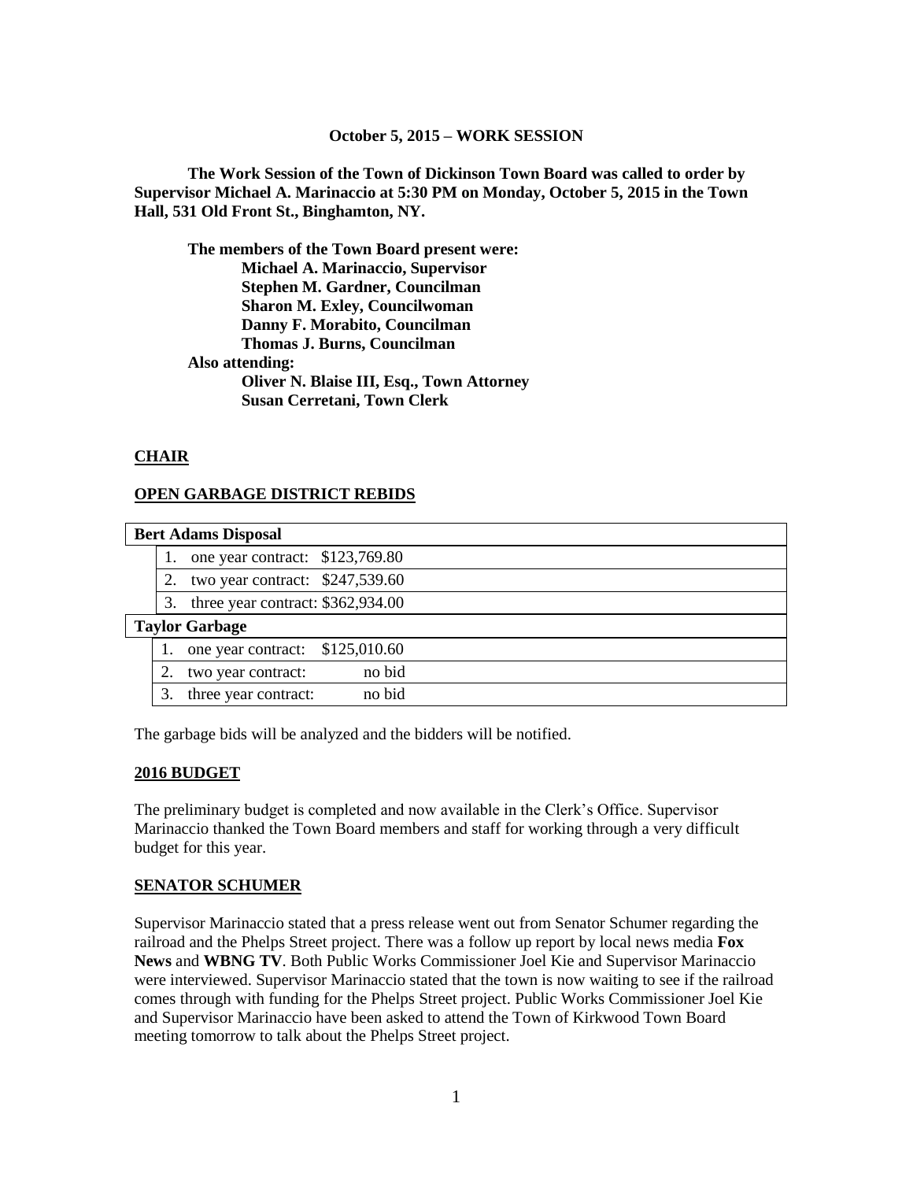**October 5, 2015 – WORK SESSION**

**The Work Session of the Town of Dickinson Town Board was called to order by Supervisor Michael A. Marinaccio at 5:30 PM on Monday, October 5, 2015 in the Town Hall, 531 Old Front St., Binghamton, NY.**

**The members of the Town Board present were:**
**Michael A. Marinaccio, Supervisor**
**Stephen M. Gardner, Councilman**
**Sharon M. Exley, Councilwoman**
**Danny F. Morabito, Councilman**
**Thomas J. Burns, Councilman**
**Also attending:**
**Oliver N. Blaise III, Esq., Town Attorney**
**Susan Cerretani, Town Clerk**

## CHAIR

## OPEN GARBAGE DISTRICT REBIDS

| **Bert Adams Disposal** | |
|---|---|
| 1. one year contract: | $123,769.80 |
| 2. two year contract: | $247,539.60 |
| 3. three year contract: | $362,934.00 |
| **Taylor Garbage** | |
| 1. one year contract: | $125,010.60 |
| 2. two year contract: | no bid |
| 3. three year contract: | no bid |

The garbage bids will be analyzed and the bidders will be notified.

## 2016 BUDGET

The preliminary budget is completed and now available in the Clerk's Office. Supervisor Marinaccio thanked the Town Board members and staff for working through a very difficult budget for this year.

## SENATOR SCHUMER

Supervisor Marinaccio stated that a press release went out from Senator Schumer regarding the railroad and the Phelps Street project. There was a follow up report by local news media **Fox News** and **WBNG TV**. Both Public Works Commissioner Joel Kie and Supervisor Marinaccio were interviewed. Supervisor Marinaccio stated that the town is now waiting to see if the railroad comes through with funding for the Phelps Street project. Public Works Commissioner Joel Kie and Supervisor Marinaccio have been asked to attend the Town of Kirkwood Town Board meeting tomorrow to talk about the Phelps Street project.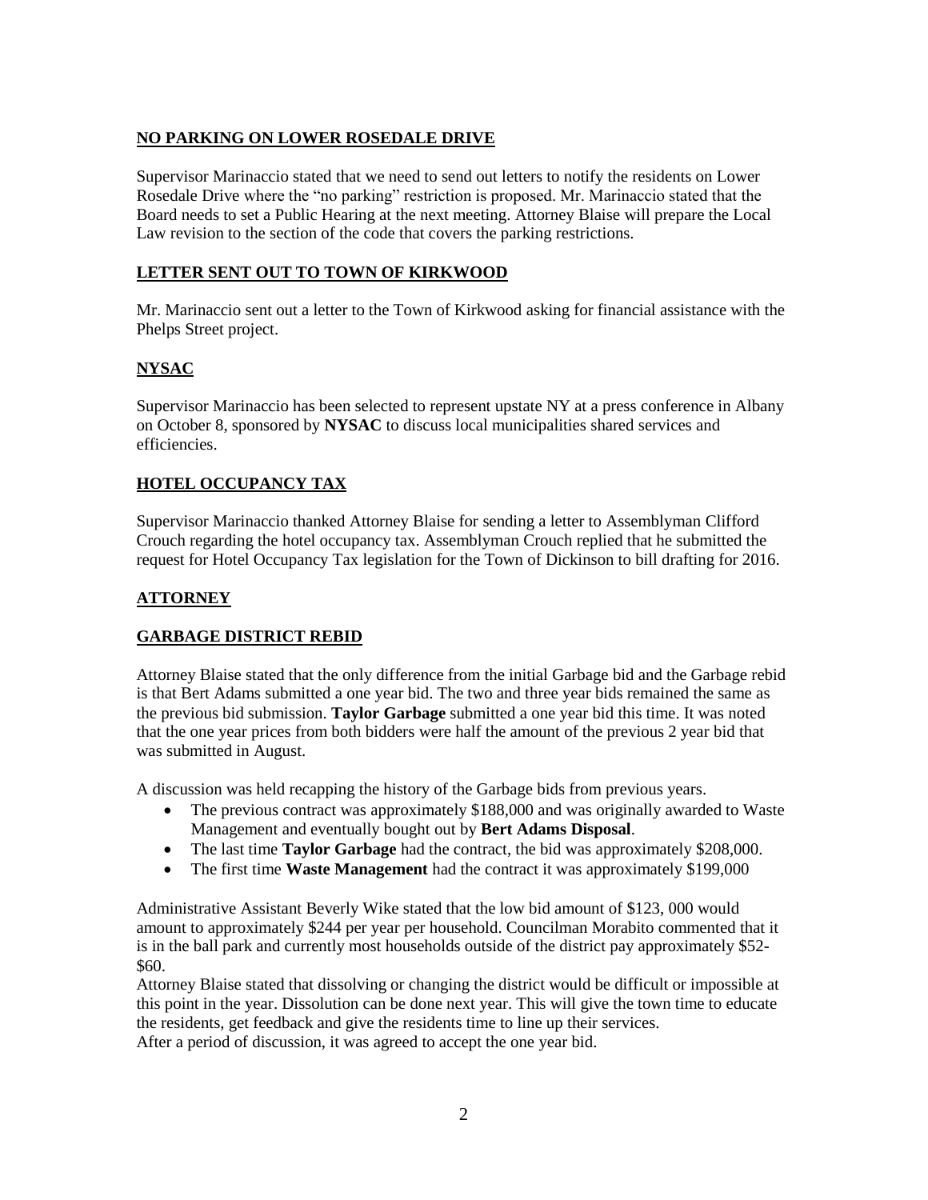## NO PARKING ON LOWER ROSEDALE DRIVE

Supervisor Marinaccio stated that we need to send out letters to notify the residents on Lower Rosedale Drive where the "no parking" restriction is proposed. Mr. Marinaccio stated that the Board needs to set a Public Hearing at the next meeting. Attorney Blaise will prepare the Local Law revision to the section of the code that covers the parking restrictions.

## LETTER SENT OUT TO TOWN OF KIRKWOOD

Mr. Marinaccio sent out a letter to the Town of Kirkwood asking for financial assistance with the Phelps Street project.

## NYSAC

Supervisor Marinaccio has been selected to represent upstate NY at a press conference in Albany on October 8, sponsored by **NYSAC** to discuss local municipalities shared services and efficiencies.

## HOTEL OCCUPANCY TAX

Supervisor Marinaccio thanked Attorney Blaise for sending a letter to Assemblyman Clifford Crouch regarding the hotel occupancy tax. Assemblyman Crouch replied that he submitted the request for Hotel Occupancy Tax legislation for the Town of Dickinson to bill drafting for 2016.

## ATTORNEY

## GARBAGE DISTRICT REBID

Attorney Blaise stated that the only difference from the initial Garbage bid and the Garbage rebid is that Bert Adams submitted a one year bid. The two and three year bids remained the same as the previous bid submission. **Taylor Garbage** submitted a one year bid this time. It was noted that the one year prices from both bidders were half the amount of the previous 2 year bid that was submitted in August.

A discussion was held recapping the history of the Garbage bids from previous years.

- The previous contract was approximately $188,000 and was originally awarded to Waste Management and eventually bought out by **Bert Adams Disposal**.
- The last time **Taylor Garbage** had the contract, the bid was approximately $208,000.
- The first time **Waste Management** had the contract it was approximately $199,000

Administrative Assistant Beverly Wike stated that the low bid amount of $123, 000 would amount to approximately $244 per year per household. Councilman Morabito commented that it is in the ball park and currently most households outside of the district pay approximately $52-$60.

Attorney Blaise stated that dissolving or changing the district would be difficult or impossible at this point in the year. Dissolution can be done next year. This will give the town time to educate the residents, get feedback and give the residents time to line up their services.

After a period of discussion, it was agreed to accept the one year bid.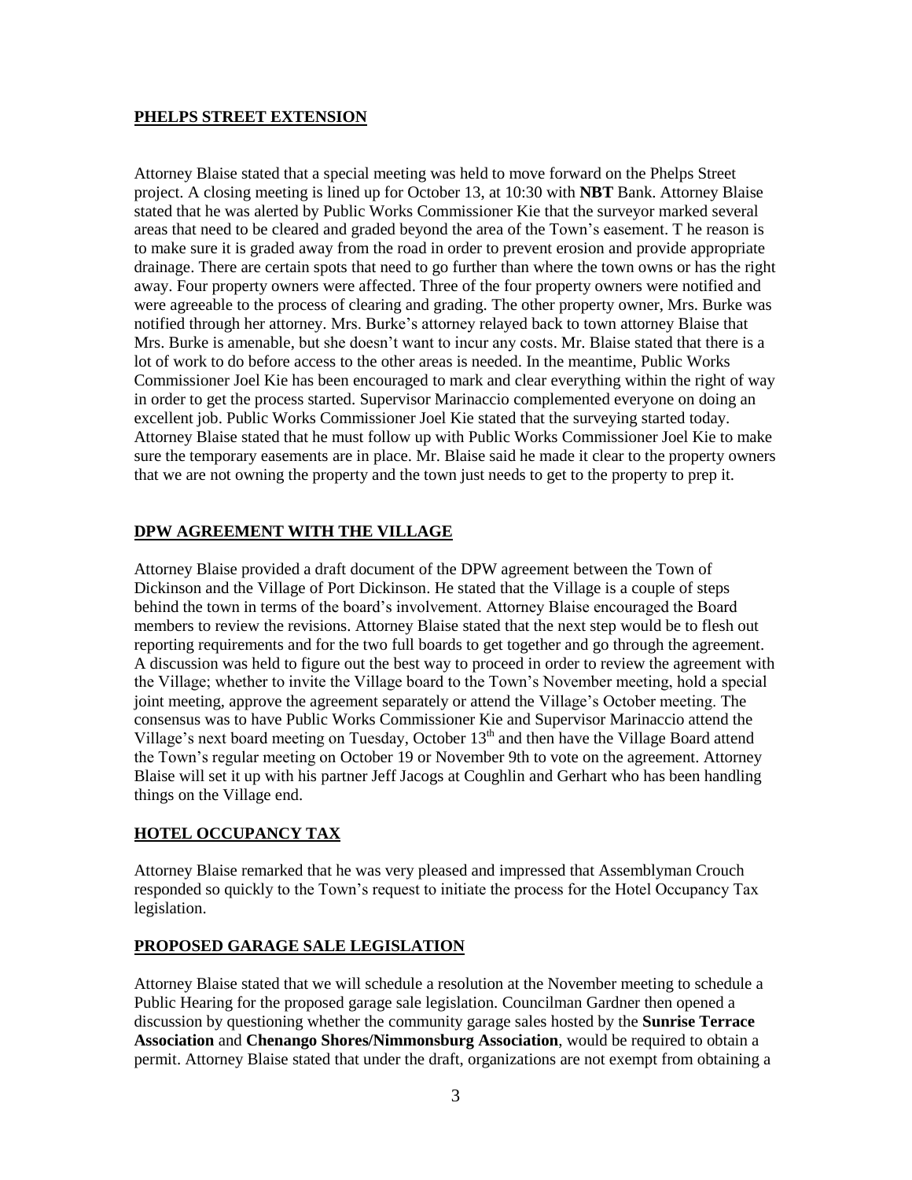## PHELPS STREET EXTENSION

Attorney Blaise stated that a special meeting was held to move forward on the Phelps Street project. A closing meeting is lined up for October 13, at 10:30 with **NBT** Bank. Attorney Blaise stated that he was alerted by Public Works Commissioner Kie that the surveyor marked several areas that need to be cleared and graded beyond the area of the Town's easement. T he reason is to make sure it is graded away from the road in order to prevent erosion and provide appropriate drainage. There are certain spots that need to go further than where the town owns or has the right away. Four property owners were affected. Three of the four property owners were notified and were agreeable to the process of clearing and grading. The other property owner, Mrs. Burke was notified through her attorney. Mrs. Burke's attorney relayed back to town attorney Blaise that Mrs. Burke is amenable, but she doesn't want to incur any costs. Mr. Blaise stated that there is a lot of work to do before access to the other areas is needed. In the meantime, Public Works Commissioner Joel Kie has been encouraged to mark and clear everything within the right of way in order to get the process started. Supervisor Marinaccio complemented everyone on doing an excellent job. Public Works Commissioner Joel Kie stated that the surveying started today. Attorney Blaise stated that he must follow up with Public Works Commissioner Joel Kie to make sure the temporary easements are in place. Mr. Blaise said he made it clear to the property owners that we are not owning the property and the town just needs to get to the property to prep it.

## DPW AGREEMENT WITH THE VILLAGE

Attorney Blaise provided a draft document of the DPW agreement between the Town of Dickinson and the Village of Port Dickinson. He stated that the Village is a couple of steps behind the town in terms of the board's involvement. Attorney Blaise encouraged the Board members to review the revisions. Attorney Blaise stated that the next step would be to flesh out reporting requirements and for the two full boards to get together and go through the agreement. A discussion was held to figure out the best way to proceed in order to review the agreement with the Village; whether to invite the Village board to the Town's November meeting, hold a special joint meeting, approve the agreement separately or attend the Village's October meeting. The consensus was to have Public Works Commissioner Kie and Supervisor Marinaccio attend the Village's next board meeting on Tuesday, October 13th and then have the Village Board attend the Town's regular meeting on October 19 or November 9th to vote on the agreement. Attorney Blaise will set it up with his partner Jeff Jacogs at Coughlin and Gerhart who has been handling things on the Village end.

## HOTEL OCCUPANCY TAX

Attorney Blaise remarked that he was very pleased and impressed that Assemblyman Crouch responded so quickly to the Town's request to initiate the process for the Hotel Occupancy Tax legislation.

## PROPOSED GARAGE SALE LEGISLATION

Attorney Blaise stated that we will schedule a resolution at the November meeting to schedule a Public Hearing for the proposed garage sale legislation. Councilman Gardner then opened a discussion by questioning whether the community garage sales hosted by the **Sunrise Terrace Association** and **Chenango Shores/Nimmonsburg Association**, would be required to obtain a permit. Attorney Blaise stated that under the draft, organizations are not exempt from obtaining a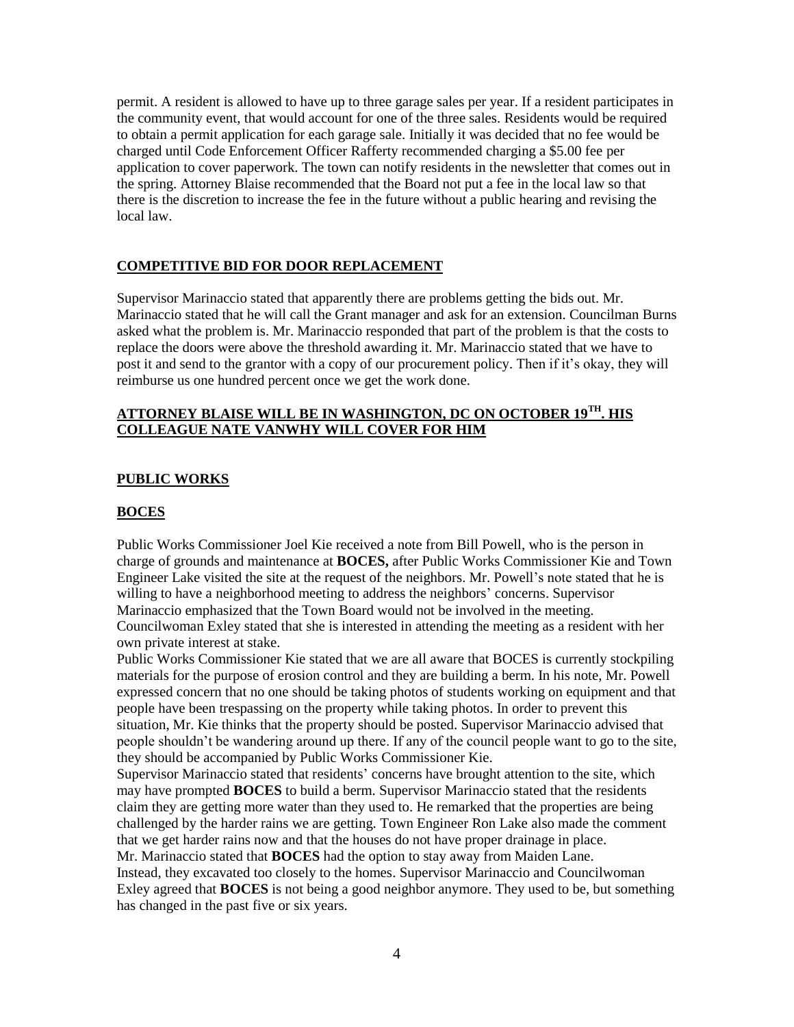permit. A resident is allowed to have up to three garage sales per year. If a resident participates in the community event, that would account for one of the three sales. Residents would be required to obtain a permit application for each garage sale. Initially it was decided that no fee would be charged until Code Enforcement Officer Rafferty recommended charging a $5.00 fee per application to cover paperwork. The town can notify residents in the newsletter that comes out in the spring. Attorney Blaise recommended that the Board not put a fee in the local law so that there is the discretion to increase the fee in the future without a public hearing and revising the local law.

## COMPETITIVE BID FOR DOOR REPLACEMENT

Supervisor Marinaccio stated that apparently there are problems getting the bids out. Mr. Marinaccio stated that he will call the Grant manager and ask for an extension. Councilman Burns asked what the problem is. Mr. Marinaccio responded that part of the problem is that the costs to replace the doors were above the threshold awarding it. Mr. Marinaccio stated that we have to post it and send to the grantor with a copy of our procurement policy. Then if it's okay, they will reimburse us one hundred percent once we get the work done.

## ATTORNEY BLAISE WILL BE IN WASHINGTON, DC ON OCTOBER 19TH. HIS COLLEAGUE NATE VANWHY WILL COVER FOR HIM

## PUBLIC WORKS

## BOCES

Public Works Commissioner Joel Kie received a note from Bill Powell, who is the person in charge of grounds and maintenance at **BOCES,** after Public Works Commissioner Kie and Town Engineer Lake visited the site at the request of the neighbors. Mr. Powell's note stated that he is willing to have a neighborhood meeting to address the neighbors' concerns. Supervisor Marinaccio emphasized that the Town Board would not be involved in the meeting. Councilwoman Exley stated that she is interested in attending the meeting as a resident with her own private interest at stake.

Public Works Commissioner Kie stated that we are all aware that BOCES is currently stockpiling materials for the purpose of erosion control and they are building a berm. In his note, Mr. Powell expressed concern that no one should be taking photos of students working on equipment and that people have been trespassing on the property while taking photos. In order to prevent this situation, Mr. Kie thinks that the property should be posted. Supervisor Marinaccio advised that people shouldn't be wandering around up there. If any of the council people want to go to the site, they should be accompanied by Public Works Commissioner Kie.

Supervisor Marinaccio stated that residents' concerns have brought attention to the site, which may have prompted **BOCES** to build a berm. Supervisor Marinaccio stated that the residents claim they are getting more water than they used to. He remarked that the properties are being challenged by the harder rains we are getting. Town Engineer Ron Lake also made the comment that we get harder rains now and that the houses do not have proper drainage in place.

Mr. Marinaccio stated that **BOCES** had the option to stay away from Maiden Lane. Instead, they excavated too closely to the homes. Supervisor Marinaccio and Councilwoman Exley agreed that **BOCES** is not being a good neighbor anymore. They used to be, but something has changed in the past five or six years.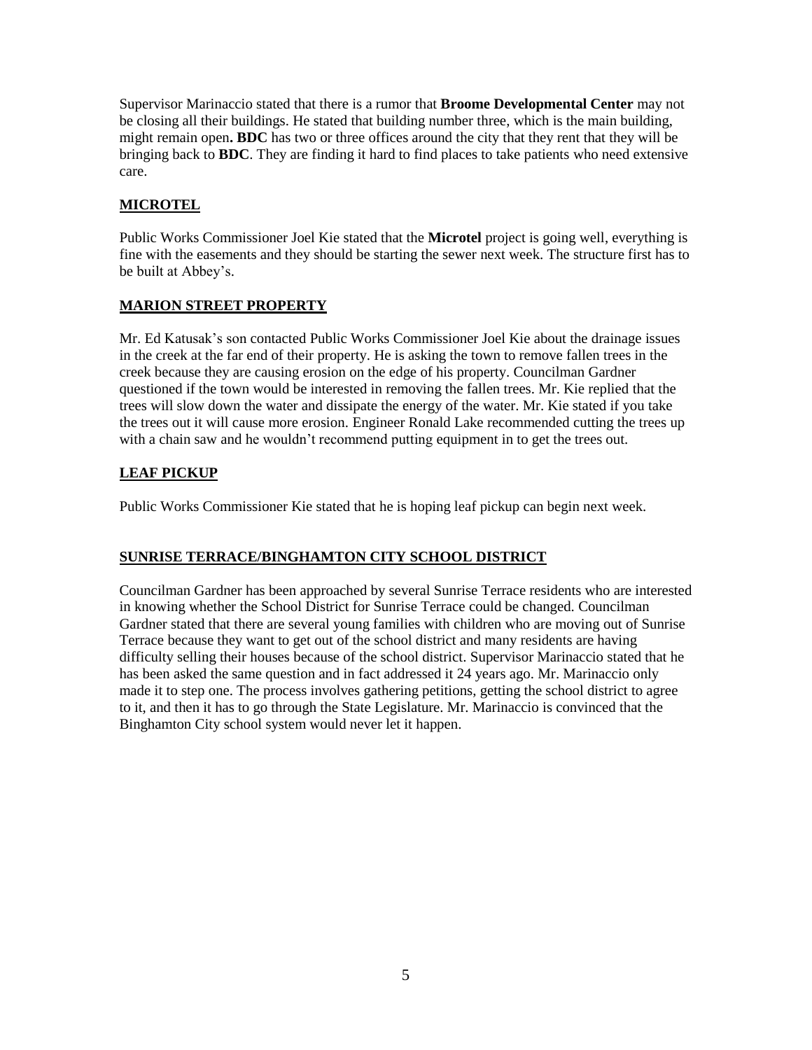Supervisor Marinaccio stated that there is a rumor that **Broome Developmental Center** may not be closing all their buildings. He stated that building number three, which is the main building, might remain open**. BDC** has two or three offices around the city that they rent that they will be bringing back to **BDC**. They are finding it hard to find places to take patients who need extensive care.

## MICROTEL

Public Works Commissioner Joel Kie stated that the **Microtel** project is going well, everything is fine with the easements and they should be starting the sewer next week. The structure first has to be built at Abbey's.

## MARION STREET PROPERTY

Mr. Ed Katusak's son contacted Public Works Commissioner Joel Kie about the drainage issues in the creek at the far end of their property. He is asking the town to remove fallen trees in the creek because they are causing erosion on the edge of his property. Councilman Gardner questioned if the town would be interested in removing the fallen trees. Mr. Kie replied that the trees will slow down the water and dissipate the energy of the water. Mr. Kie stated if you take the trees out it will cause more erosion. Engineer Ronald Lake recommended cutting the trees up with a chain saw and he wouldn't recommend putting equipment in to get the trees out.

## LEAF PICKUP

Public Works Commissioner Kie stated that he is hoping leaf pickup can begin next week.

## SUNRISE TERRACE/BINGHAMTON CITY SCHOOL DISTRICT

Councilman Gardner has been approached by several Sunrise Terrace residents who are interested in knowing whether the School District for Sunrise Terrace could be changed. Councilman Gardner stated that there are several young families with children who are moving out of Sunrise Terrace because they want to get out of the school district and many residents are having difficulty selling their houses because of the school district. Supervisor Marinaccio stated that he has been asked the same question and in fact addressed it 24 years ago. Mr. Marinaccio only made it to step one. The process involves gathering petitions, getting the school district to agree to it, and then it has to go through the State Legislature. Mr. Marinaccio is convinced that the Binghamton City school system would never let it happen.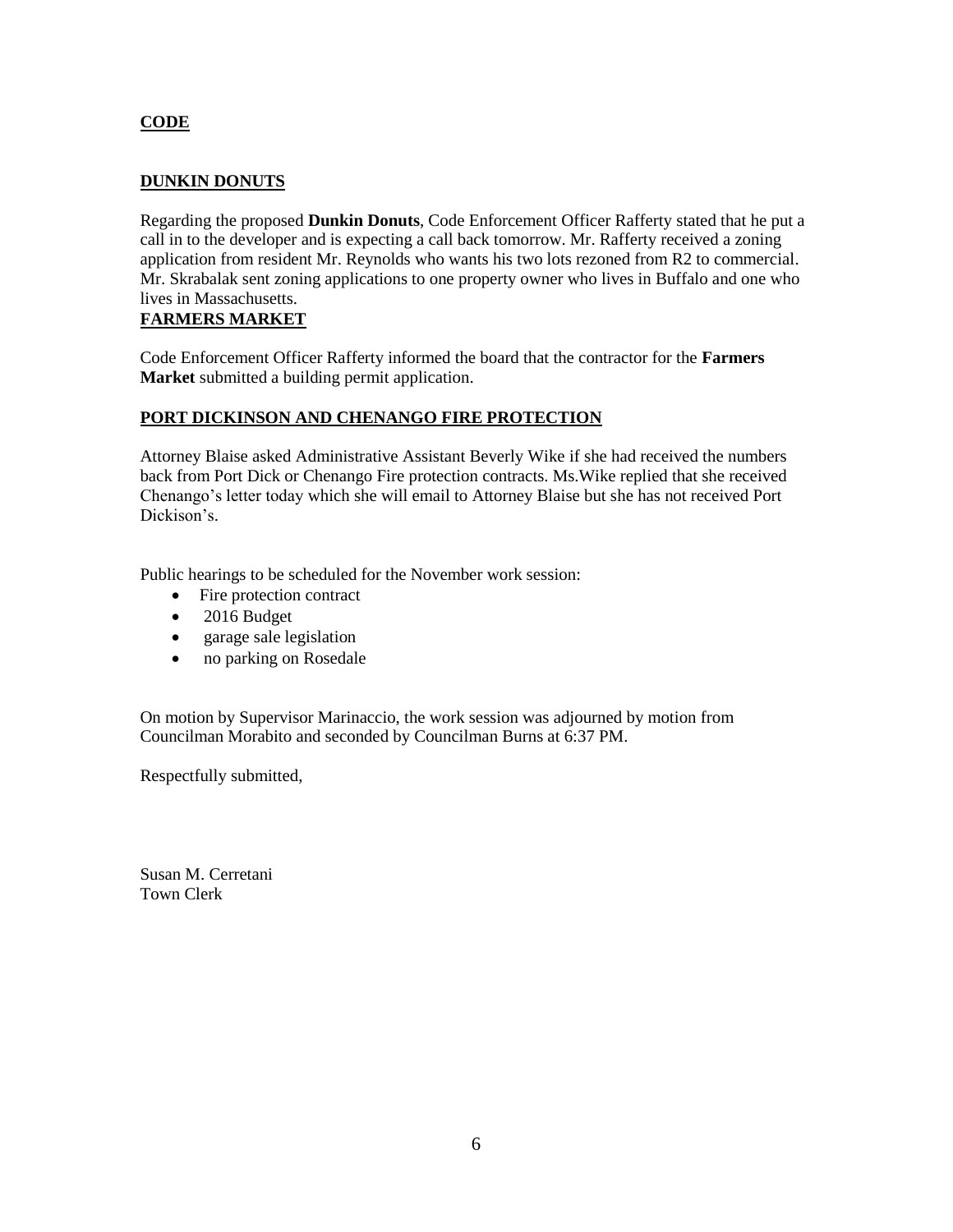**CODE**

**DUNKIN DONUTS**

Regarding the proposed **Dunkin Donuts**, Code Enforcement Officer Rafferty stated that he put a call in to the developer and is expecting a call back tomorrow. Mr. Rafferty received a zoning application from resident Mr. Reynolds who wants his two lots rezoned from R2 to commercial. Mr. Skrabalak sent zoning applications to one property owner who lives in Buffalo and one who lives in Massachusetts.

**FARMERS MARKET**

Code Enforcement Officer Rafferty informed the board that the contractor for the **Farmers Market** submitted a building permit application.

**PORT DICKINSON AND CHENANGO FIRE PROTECTION**

Attorney Blaise asked Administrative Assistant Beverly Wike if she had received the numbers back from Port Dick or Chenango Fire protection contracts. Ms.Wike replied that she received Chenango's letter today which she will email to Attorney Blaise but she has not received Port Dickison's.

Public hearings to be scheduled for the November work session:

- Fire protection contract
- 2016 Budget
- garage sale legislation
- no parking on Rosedale

On motion by Supervisor Marinaccio, the work session was adjourned by motion from Councilman Morabito and seconded by Councilman Burns at 6:37 PM.

Respectfully submitted,

Susan M. Cerretani
Town Clerk